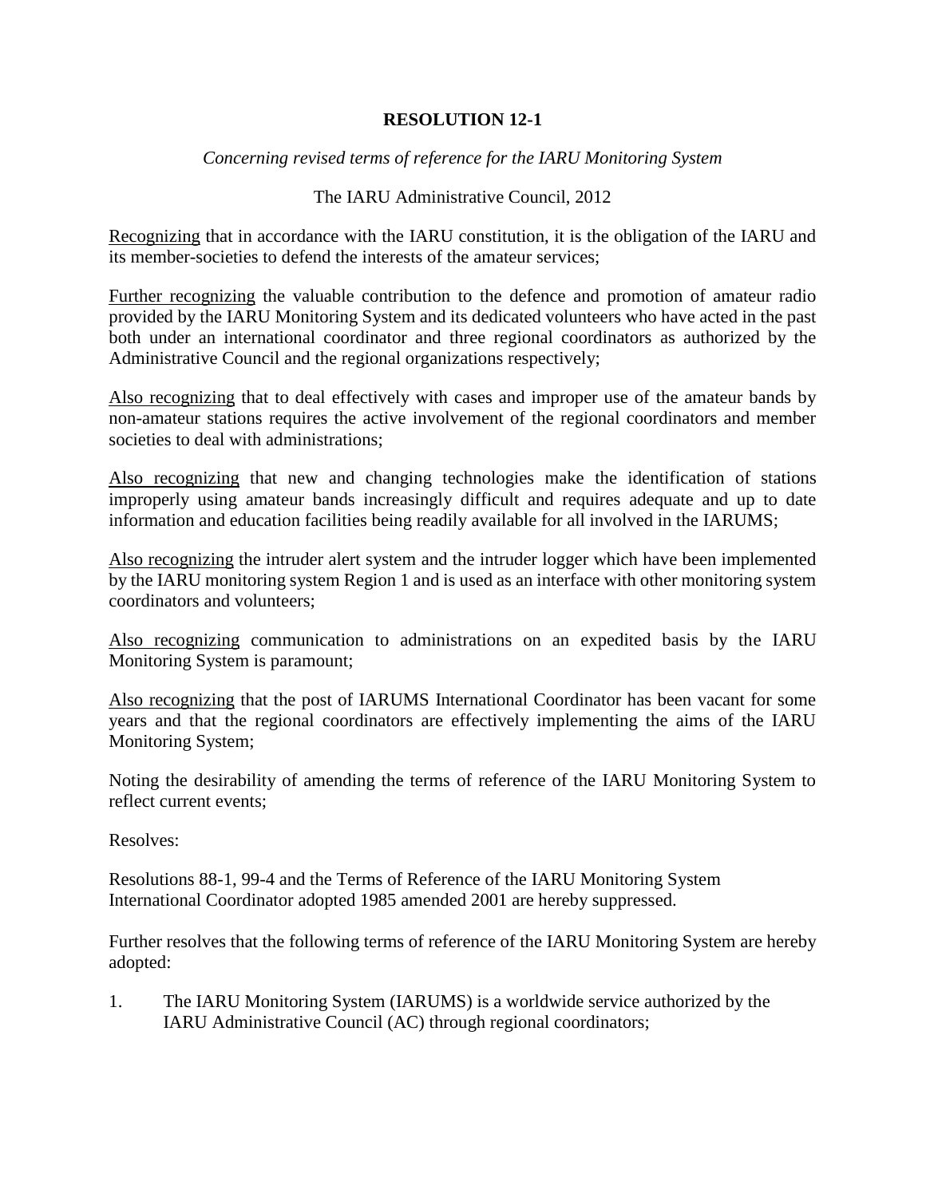**RESOLUTION 12-1**

*Concerning revised terms of reference for the IARU Monitoring System*

The IARU Administrative Council, 2012

<u>Recognizing</u> that in accordance with the IARU constitution, it is the obligation of the IARU and its member-societies to defend the interests of the amateur services;

<u>Further recognizing</u> the valuable contribution to the defence and promotion of amateur radio provided by the IARU Monitoring System and its dedicated volunteers who have acted in the past both under an international coordinator and three regional coordinators as authorized by the Administrative Council and the regional organizations respectively;

<u>Also recognizing</u> that to deal effectively with cases and improper use of the amateur bands by non-amateur stations requires the active involvement of the regional coordinators and member societies to deal with administrations;

<u>Also recognizing</u> that new and changing technologies make the identification of stations improperly using amateur bands increasingly difficult and requires adequate and up to date information and education facilities being readily available for all involved in the IARUMS;

<u>Also recognizing</u> the intruder alert system and the intruder logger which have been implemented by the IARU monitoring system Region 1 and is used as an interface with other monitoring system coordinators and volunteers;

<u>Also recognizing</u> communication to administrations on an expedited basis by the IARU Monitoring System is paramount;

<u>Also recognizing</u> that the post of IARUMS International Coordinator has been vacant for some years and that the regional coordinators are effectively implementing the aims of the IARU Monitoring System;

Noting the desirability of amending the terms of reference of the IARU Monitoring System to reflect current events;

Resolves:

Resolutions 88-1, 99-4 and the Terms of Reference of the IARU Monitoring System International Coordinator adopted 1985 amended 2001 are hereby suppressed.

Further resolves that the following terms of reference of the IARU Monitoring System are hereby adopted:

1. The IARU Monitoring System (IARUMS) is a worldwide service authorized by the IARU Administrative Council (AC) through regional coordinators;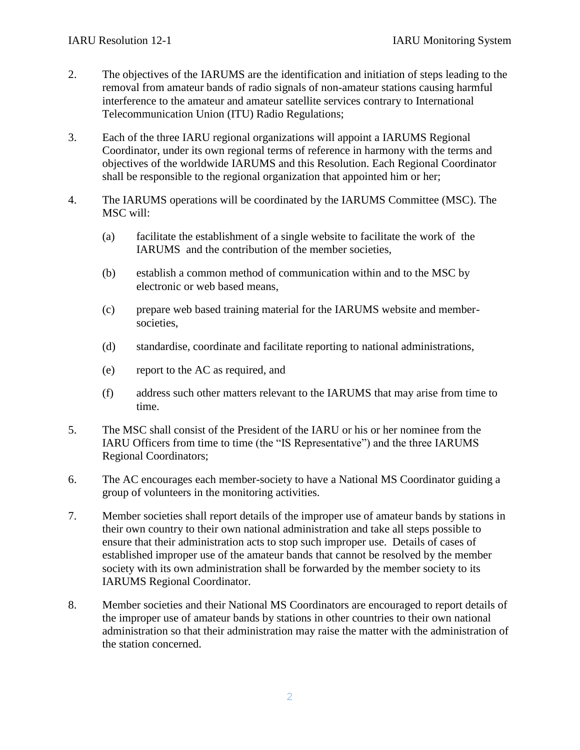2. The objectives of the IARUMS are the identification and initiation of steps leading to the removal from amateur bands of radio signals of non-amateur stations causing harmful interference to the amateur and amateur satellite services contrary to International Telecommunication Union (ITU) Radio Regulations;

3. Each of the three IARU regional organizations will appoint a IARUMS Regional Coordinator, under its own regional terms of reference in harmony with the terms and objectives of the worldwide IARUMS and this Resolution. Each Regional Coordinator shall be responsible to the regional organization that appointed him or her;

4. The IARUMS operations will be coordinated by the IARUMS Committee (MSC). The MSC will:

   (a) facilitate the establishment of a single website to facilitate the work of the IARUMS and the contribution of the member societies,

   (b) establish a common method of communication within and to the MSC by electronic or web based means,

   (c) prepare web based training material for the IARUMS website and member-societies,

   (d) standardise, coordinate and facilitate reporting to national administrations,

   (e) report to the AC as required, and

   (f) address such other matters relevant to the IARUMS that may arise from time to time.

5. The MSC shall consist of the President of the IARU or his or her nominee from the IARU Officers from time to time (the "IS Representative") and the three IARUMS Regional Coordinators;

6. The AC encourages each member-society to have a National MS Coordinator guiding a group of volunteers in the monitoring activities.

7. Member societies shall report details of the improper use of amateur bands by stations in their own country to their own national administration and take all steps possible to ensure that their administration acts to stop such improper use. Details of cases of established improper use of the amateur bands that cannot be resolved by the member society with its own administration shall be forwarded by the member society to its IARUMS Regional Coordinator.

8. Member societies and their National MS Coordinators are encouraged to report details of the improper use of amateur bands by stations in other countries to their own national administration so that their administration may raise the matter with the administration of the station concerned.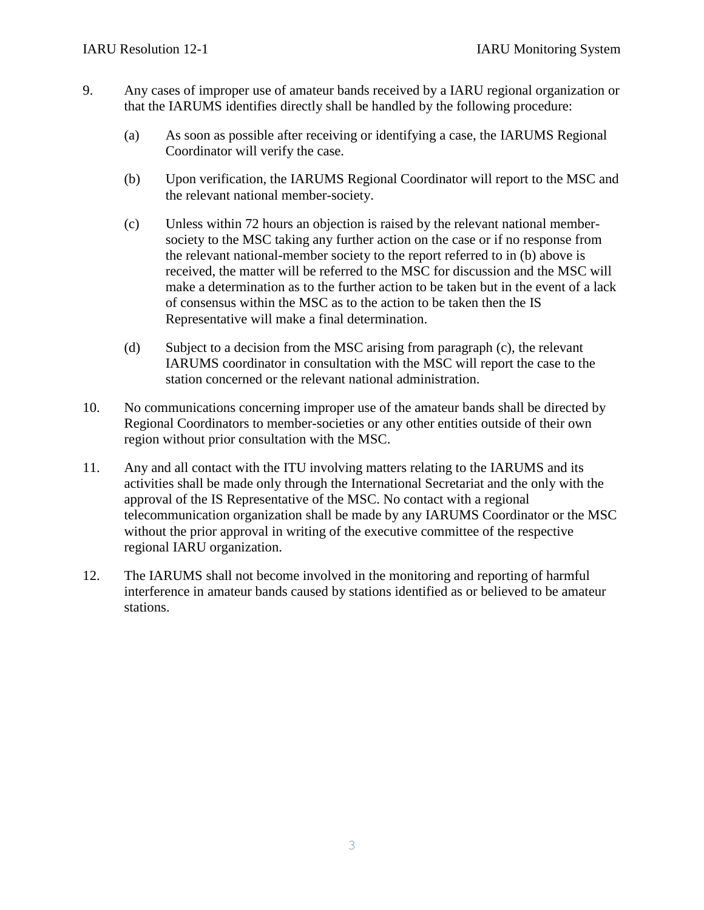9. Any cases of improper use of amateur bands received by a IARU regional organization or that the IARUMS identifies directly shall be handled by the following procedure:

   (a) As soon as possible after receiving or identifying a case, the IARUMS Regional Coordinator will verify the case.

   (b) Upon verification, the IARUMS Regional Coordinator will report to the MSC and the relevant national member-society.

   (c) Unless within 72 hours an objection is raised by the relevant national member-society to the MSC taking any further action on the case or if no response from the relevant national-member society to the report referred to in (b) above is received, the matter will be referred to the MSC for discussion and the MSC will make a determination as to the further action to be taken but in the event of a lack of consensus within the MSC as to the action to be taken then the IS Representative will make a final determination.

   (d) Subject to a decision from the MSC arising from paragraph (c), the relevant IARUMS coordinator in consultation with the MSC will report the case to the station concerned or the relevant national administration.

10. No communications concerning improper use of the amateur bands shall be directed by Regional Coordinators to member-societies or any other entities outside of their own region without prior consultation with the MSC.

11. Any and all contact with the ITU involving matters relating to the IARUMS and its activities shall be made only through the International Secretariat and the only with the approval of the IS Representative of the MSC. No contact with a regional telecommunication organization shall be made by any IARUMS Coordinator or the MSC without the prior approval in writing of the executive committee of the respective regional IARU organization.

12. The IARUMS shall not become involved in the monitoring and reporting of harmful interference in amateur bands caused by stations identified as or believed to be amateur stations.